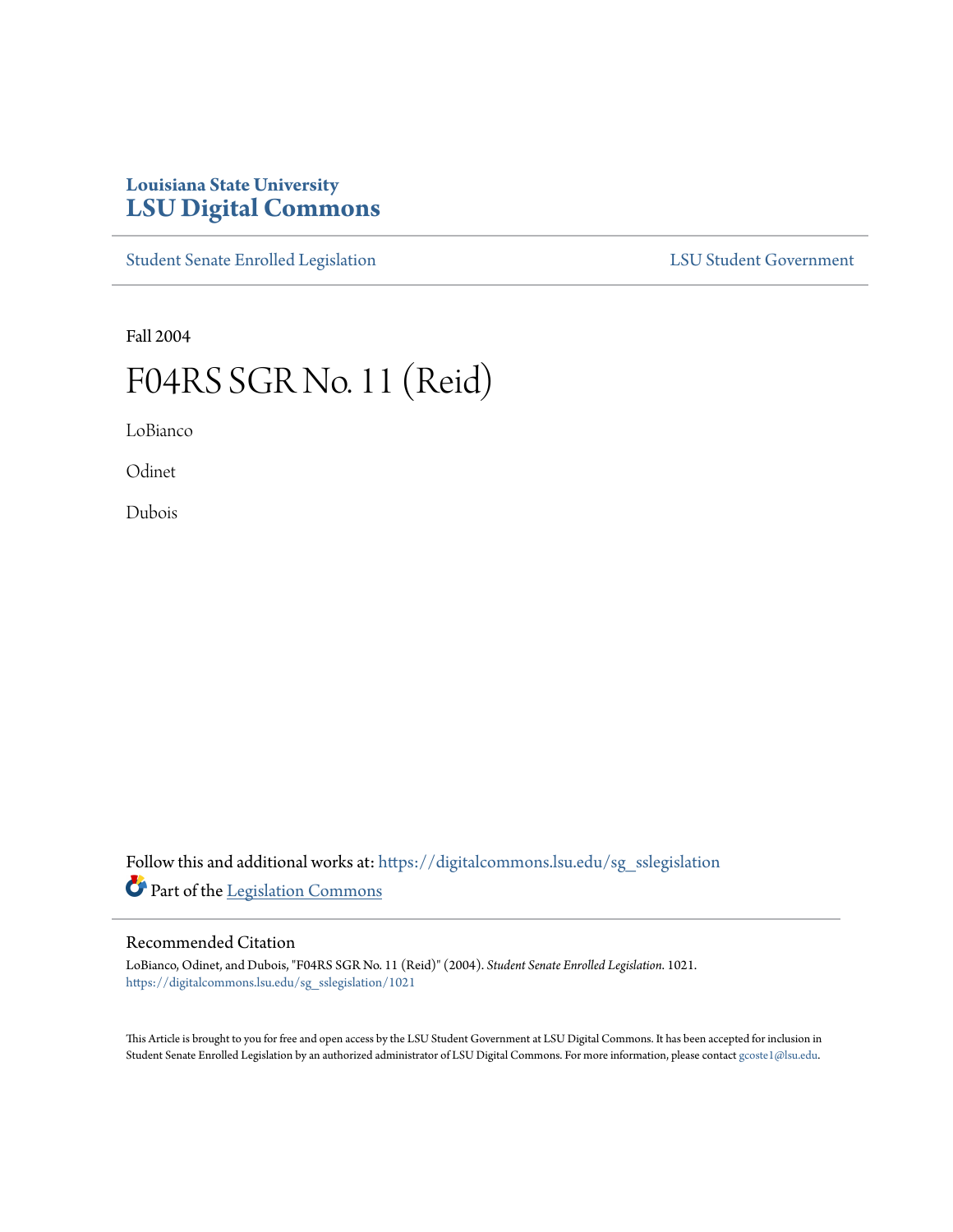Louisiana State University
# LSU Digital Commons

Student Senate Enrolled Legislation | LSU Student Government

Fall 2004

# F04RS SGR No. 11 (Reid)

LoBianco

Odinet

Dubois

Follow this and additional works at: https://digitalcommons.lsu.edu/sg_sslegislation

Part of the Legislation Commons

## Recommended Citation

LoBianco, Odinet, and Dubois, "F04RS SGR No. 11 (Reid)" (2004). *Student Senate Enrolled Legislation*. 1021.
https://digitalcommons.lsu.edu/sg_sslegislation/1021

This Article is brought to you for free and open access by the LSU Student Government at LSU Digital Commons. It has been accepted for inclusion in Student Senate Enrolled Legislation by an authorized administrator of LSU Digital Commons. For more information, please contact gcoste1@lsu.edu.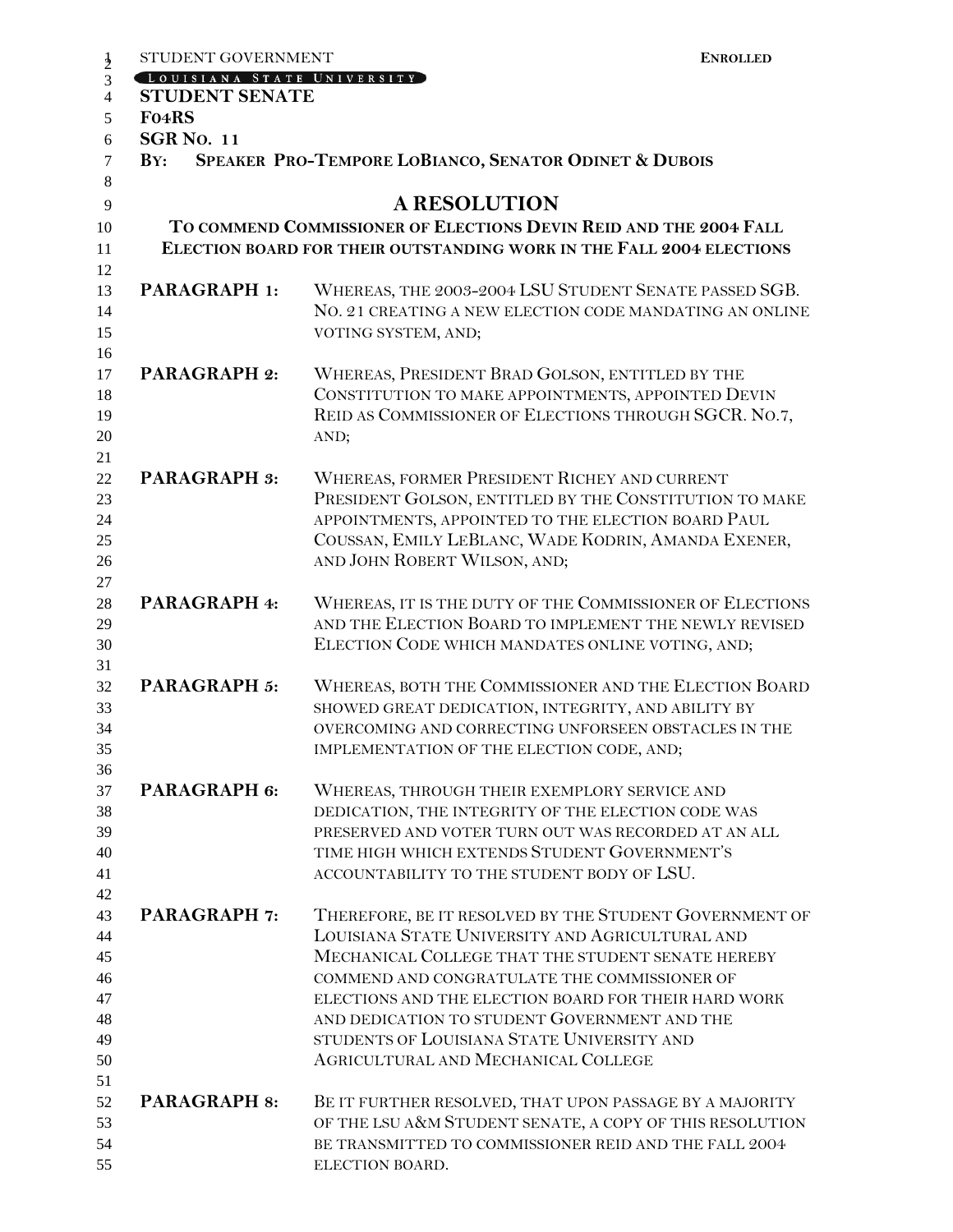STUDENT GOVERNMENT **ENROLLED**

LOUISIANA STATE UNIVERSITY

**STUDENT SENATE**

**F04RS**

**SGR NO. 11**

**BY: SPEAKER PRO-TEMPORE LOBIANCO, SENATOR ODINET & DUBOIS**

# A RESOLUTION

**TO COMMEND COMMISSIONER OF ELECTIONS DEVIN REID AND THE 2004 FALL ELECTION BOARD FOR THEIR OUTSTANDING WORK IN THE FALL 2004 ELECTIONS**

**PARAGRAPH 1:** WHEREAS, THE 2003-2004 LSU STUDENT SENATE PASSED SGB. NO. 21 CREATING A NEW ELECTION CODE MANDATING AN ONLINE VOTING SYSTEM, AND;

**PARAGRAPH 2:** WHEREAS, PRESIDENT BRAD GOLSON, ENTITLED BY THE CONSTITUTION TO MAKE APPOINTMENTS, APPOINTED DEVIN REID AS COMMISSIONER OF ELECTIONS THROUGH SGCR. NO.7, AND;

**PARAGRAPH 3:** WHEREAS, FORMER PRESIDENT RICHEY AND CURRENT PRESIDENT GOLSON, ENTITLED BY THE CONSTITUTION TO MAKE APPOINTMENTS, APPOINTED TO THE ELECTION BOARD PAUL COUSSAN, EMILY LEBLANC, WADE KODRIN, AMANDA EXENER, AND JOHN ROBERT WILSON, AND;

**PARAGRAPH 4:** WHEREAS, IT IS THE DUTY OF THE COMMISSIONER OF ELECTIONS AND THE ELECTION BOARD TO IMPLEMENT THE NEWLY REVISED ELECTION CODE WHICH MANDATES ONLINE VOTING, AND;

**PARAGRAPH 5:** WHEREAS, BOTH THE COMMISSIONER AND THE ELECTION BOARD SHOWED GREAT DEDICATION, INTEGRITY, AND ABILITY BY OVERCOMING AND CORRECTING UNFORSEEN OBSTACLES IN THE IMPLEMENTATION OF THE ELECTION CODE, AND;

**PARAGRAPH 6:** WHEREAS, THROUGH THEIR EXEMPLORY SERVICE AND DEDICATION, THE INTEGRITY OF THE ELECTION CODE WAS PRESERVED AND VOTER TURN OUT WAS RECORDED AT AN ALL TIME HIGH WHICH EXTENDS STUDENT GOVERNMENT'S ACCOUNTABILITY TO THE STUDENT BODY OF LSU.

**PARAGRAPH 7:** THEREFORE, BE IT RESOLVED BY THE STUDENT GOVERNMENT OF LOUISIANA STATE UNIVERSITY AND AGRICULTURAL AND MECHANICAL COLLEGE THAT THE STUDENT SENATE HEREBY COMMEND AND CONGRATULATE THE COMMISSIONER OF ELECTIONS AND THE ELECTION BOARD FOR THEIR HARD WORK AND DEDICATION TO STUDENT GOVERNMENT AND THE STUDENTS OF LOUISIANA STATE UNIVERSITY AND AGRICULTURAL AND MECHANICAL COLLEGE

**PARAGRAPH 8:** BE IT FURTHER RESOLVED, THAT UPON PASSAGE BY A MAJORITY OF THE LSU A&M STUDENT SENATE, A COPY OF THIS RESOLUTION BE TRANSMITTED TO COMMISSIONER REID AND THE FALL 2004 ELECTION BOARD.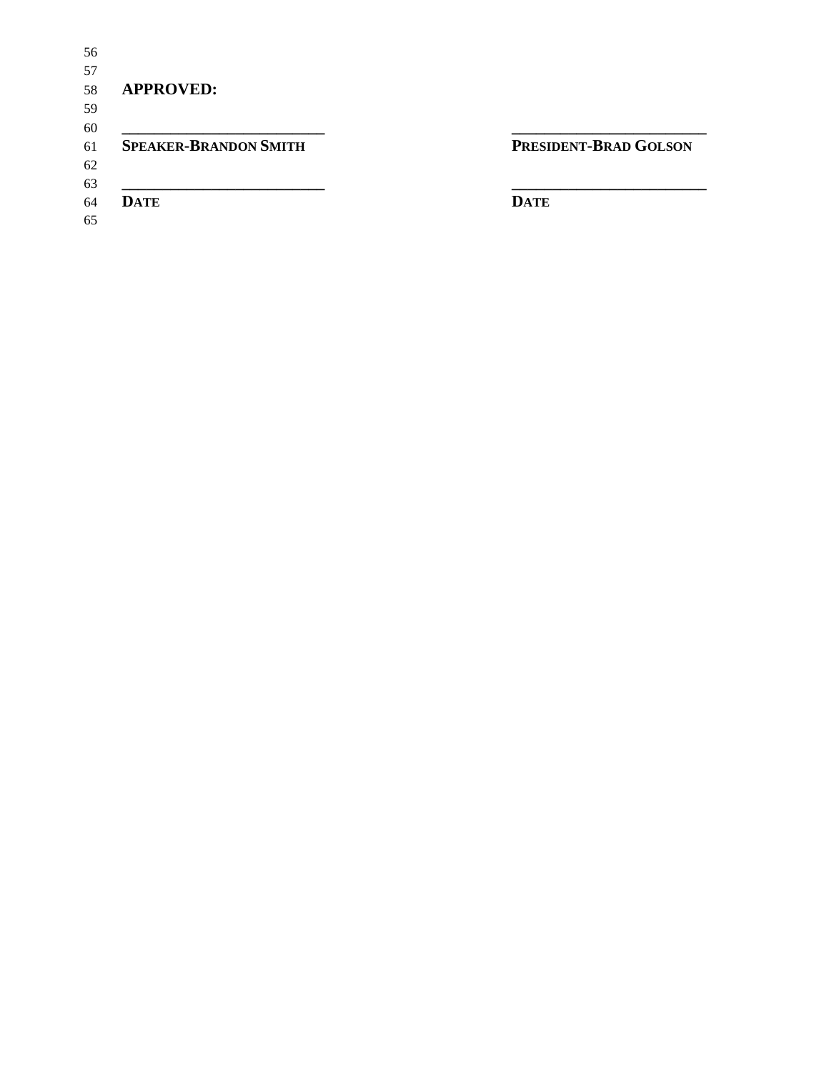**APPROVED:**

| | |
|---|---|
| _________________________ | _________________________ |
| **SPEAKER-BRANDON SMITH** | **PRESIDENT-BRAD GOLSON** |
| _________________________ | _________________________ |
| **DATE** | **DATE** |